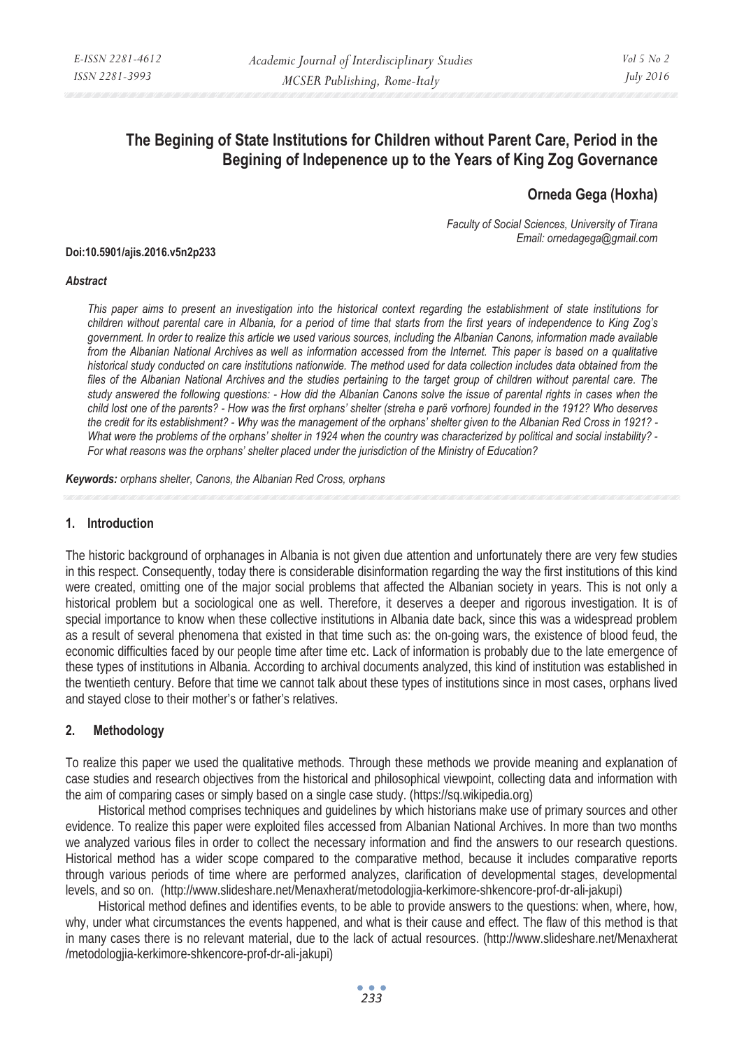# The Begining of State Institutions for Children without Parent Care, Period in the Begining of Indepenence up to the Years of King Zog Governance

**Orneda Gega (Hoxha)**

*Faculty of Social Sciences, University of Tirana*
*Email: ornedagega@gmail.com*

**Doi:10.5901/ajis.2016.v5n2p233**

***Abstract***

*This paper aims to present an investigation into the historical context regarding the establishment of state institutions for children without parental care in Albania, for a period of time that starts from the first years of independence to King Zog's government. In order to realize this article we used various sources, including the Albanian Canons, information made available from the Albanian National Archives as well as information accessed from the Internet. This paper is based on a qualitative historical study conducted on care institutions nationwide. The method used for data collection includes data obtained from the files of the Albanian National Archives and the studies pertaining to the target group of children without parental care. The study answered the following questions: - How did the Albanian Canons solve the issue of parental rights in cases when the child lost one of the parents? - How was the first orphans' shelter (streha e parë vorfnore) founded in the 1912? Who deserves the credit for its establishment? - Why was the management of the orphans' shelter given to the Albanian Red Cross in 1921? - What were the problems of the orphans' shelter in 1924 when the country was characterized by political and social instability? - For what reasons was the orphans' shelter placed under the jurisdiction of the Ministry of Education?*

***Keywords:*** *orphans shelter, Canons, the Albanian Red Cross, orphans*

## 1. Introduction

The historic background of orphanages in Albania is not given due attention and unfortunately there are very few studies in this respect. Consequently, today there is considerable disinformation regarding the way the first institutions of this kind were created, omitting one of the major social problems that affected the Albanian society in years. This is not only a historical problem but a sociological one as well. Therefore, it deserves a deeper and rigorous investigation. It is of special importance to know when these collective institutions in Albania date back, since this was a widespread problem as a result of several phenomena that existed in that time such as: the on-going wars, the existence of blood feud, the economic difficulties faced by our people time after time etc. Lack of information is probably due to the late emergence of these types of institutions in Albania. According to archival documents analyzed, this kind of institution was established in the twentieth century. Before that time we cannot talk about these types of institutions since in most cases, orphans lived and stayed close to their mother's or father's relatives.

## 2. Methodology

To realize this paper we used the qualitative methods. Through these methods we provide meaning and explanation of case studies and research objectives from the historical and philosophical viewpoint, collecting data and information with the aim of comparing cases or simply based on a single case study. (https://sq.wikipedia.org)

Historical method comprises techniques and guidelines by which historians make use of primary sources and other evidence. To realize this paper were exploited files accessed from Albanian National Archives. In more than two months we analyzed various files in order to collect the necessary information and find the answers to our research questions. Historical method has a wider scope compared to the comparative method, because it includes comparative reports through various periods of time where are performed analyzes, clarification of developmental stages, developmental levels, and so on. (http://www.slideshare.net/Menaxherat/metodologjia-kerkimore-shkencore-prof-dr-ali-jakupi)

Historical method defines and identifies events, to be able to provide answers to the questions: when, where, how, why, under what circumstances the events happened, and what is their cause and effect. The flaw of this method is that in many cases there is no relevant material, due to the lack of actual resources. (http://www.slideshare.net/Menaxherat/metodologjia-kerkimore-shkencore-prof-dr-ali-jakupi)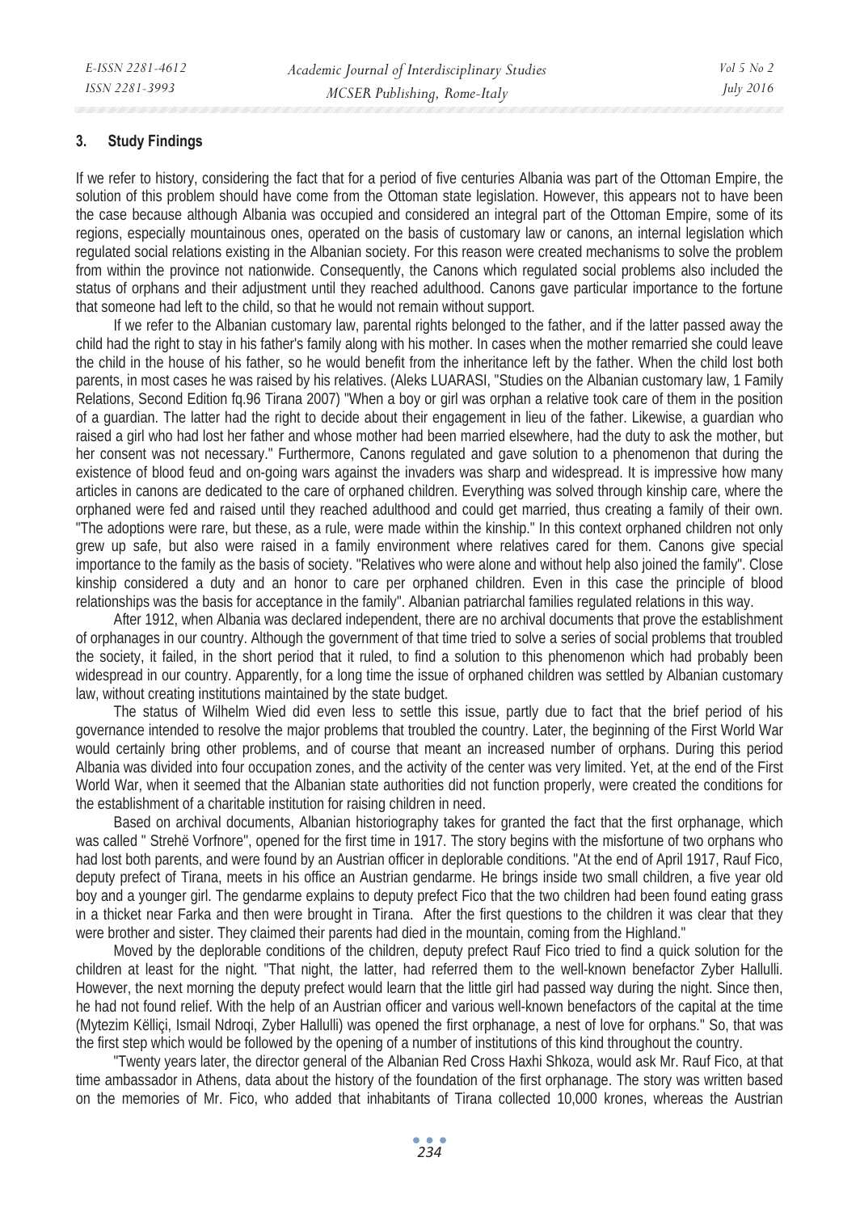## 3. Study Findings

If we refer to history, considering the fact that for a period of five centuries Albania was part of the Ottoman Empire, the solution of this problem should have come from the Ottoman state legislation. However, this appears not to have been the case because although Albania was occupied and considered an integral part of the Ottoman Empire, some of its regions, especially mountainous ones, operated on the basis of customary law or canons, an internal legislation which regulated social relations existing in the Albanian society. For this reason were created mechanisms to solve the problem from within the province not nationwide. Consequently, the Canons which regulated social problems also included the status of orphans and their adjustment until they reached adulthood. Canons gave particular importance to the fortune that someone had left to the child, so that he would not remain without support.

If we refer to the Albanian customary law, parental rights belonged to the father, and if the latter passed away the child had the right to stay in his father's family along with his mother. In cases when the mother remarried she could leave the child in the house of his father, so he would benefit from the inheritance left by the father. When the child lost both parents, in most cases he was raised by his relatives. (Aleks LUARASI, "Studies on the Albanian customary law, 1 Family Relations, Second Edition fq.96 Tirana 2007) "When a boy or girl was orphan a relative took care of them in the position of a guardian. The latter had the right to decide about their engagement in lieu of the father. Likewise, a guardian who raised a girl who had lost her father and whose mother had been married elsewhere, had the duty to ask the mother, but her consent was not necessary." Furthermore, Canons regulated and gave solution to a phenomenon that during the existence of blood feud and on-going wars against the invaders was sharp and widespread. It is impressive how many articles in canons are dedicated to the care of orphaned children. Everything was solved through kinship care, where the orphaned were fed and raised until they reached adulthood and could get married, thus creating a family of their own. "The adoptions were rare, but these, as a rule, were made within the kinship." In this context orphaned children not only grew up safe, but also were raised in a family environment where relatives cared for them. Canons give special importance to the family as the basis of society. "Relatives who were alone and without help also joined the family". Close kinship considered a duty and an honor to care per orphaned children. Even in this case the principle of blood relationships was the basis for acceptance in the family". Albanian patriarchal families regulated relations in this way.

After 1912, when Albania was declared independent, there are no archival documents that prove the establishment of orphanages in our country. Although the government of that time tried to solve a series of social problems that troubled the society, it failed, in the short period that it ruled, to find a solution to this phenomenon which had probably been widespread in our country. Apparently, for a long time the issue of orphaned children was settled by Albanian customary law, without creating institutions maintained by the state budget.

The status of Wilhelm Wied did even less to settle this issue, partly due to fact that the brief period of his governance intended to resolve the major problems that troubled the country. Later, the beginning of the First World War would certainly bring other problems, and of course that meant an increased number of orphans. During this period Albania was divided into four occupation zones, and the activity of the center was very limited. Yet, at the end of the First World War, when it seemed that the Albanian state authorities did not function properly, were created the conditions for the establishment of a charitable institution for raising children in need.

Based on archival documents, Albanian historiography takes for granted the fact that the first orphanage, which was called " Strehë Vorfnore", opened for the first time in 1917. The story begins with the misfortune of two orphans who had lost both parents, and were found by an Austrian officer in deplorable conditions. "At the end of April 1917, Rauf Fico, deputy prefect of Tirana, meets in his office an Austrian gendarme. He brings inside two small children, a five year old boy and a younger girl. The gendarme explains to deputy prefect Fico that the two children had been found eating grass in a thicket near Farka and then were brought in Tirana. After the first questions to the children it was clear that they were brother and sister. They claimed their parents had died in the mountain, coming from the Highland."

Moved by the deplorable conditions of the children, deputy prefect Rauf Fico tried to find a quick solution for the children at least for the night. "That night, the latter, had referred them to the well-known benefactor Zyber Hallulli. However, the next morning the deputy prefect would learn that the little girl had passed way during the night. Since then, he had not found relief. With the help of an Austrian officer and various well-known benefactors of the capital at the time (Mytezim Këlliçi, Ismail Ndroqi, Zyber Hallulli) was opened the first orphanage, a nest of love for orphans." So, that was the first step which would be followed by the opening of a number of institutions of this kind throughout the country.

"Twenty years later, the director general of the Albanian Red Cross Haxhi Shkoza, would ask Mr. Rauf Fico, at that time ambassador in Athens, data about the history of the foundation of the first orphanage. The story was written based on the memories of Mr. Fico, who added that inhabitants of Tirana collected 10,000 krones, whereas the Austrian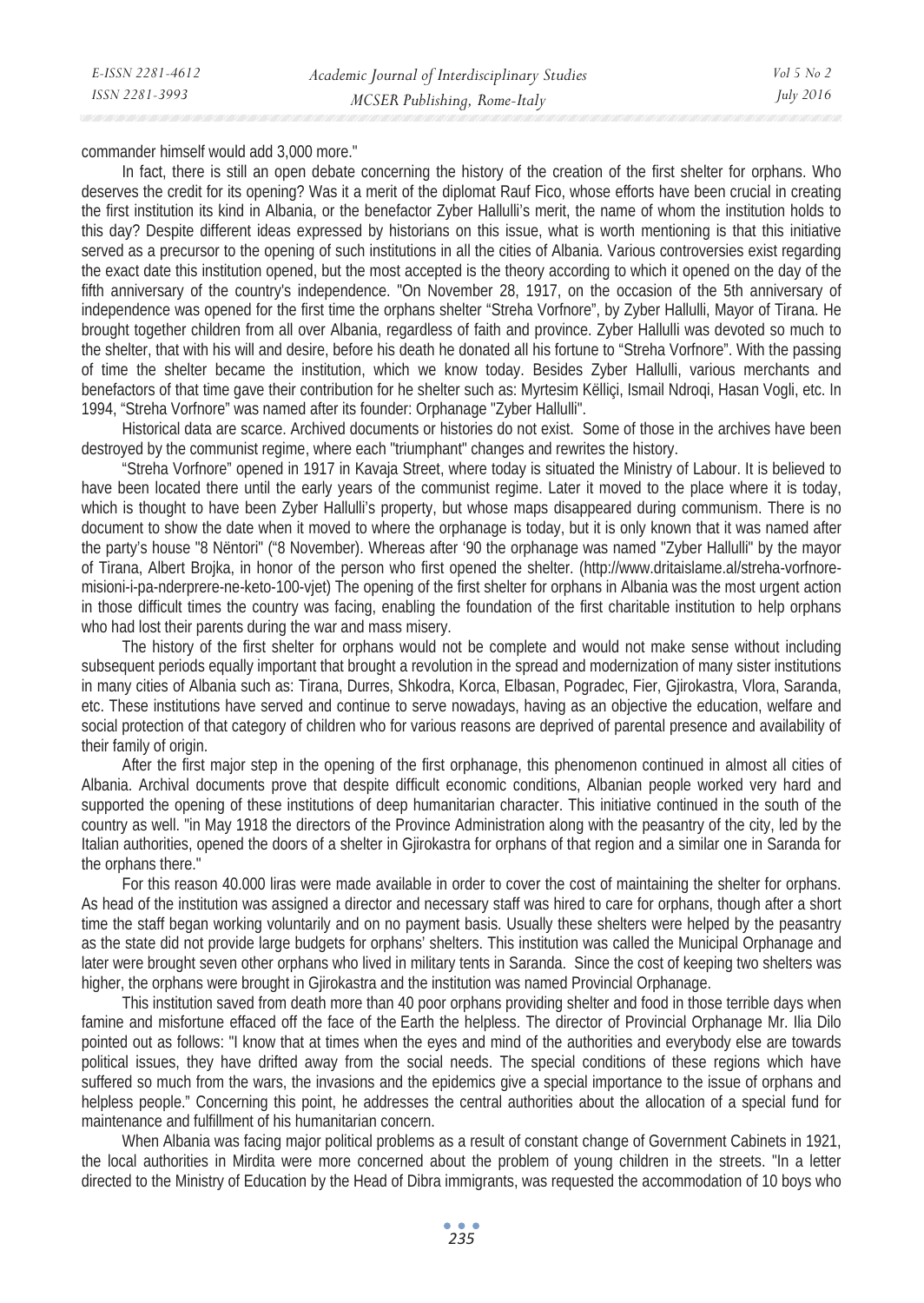commander himself would add 3,000 more."

In fact, there is still an open debate concerning the history of the creation of the first shelter for orphans. Who deserves the credit for its opening? Was it a merit of the diplomat Rauf Fico, whose efforts have been crucial in creating the first institution its kind in Albania, or the benefactor Zyber Hallulli's merit, the name of whom the institution holds to this day? Despite different ideas expressed by historians on this issue, what is worth mentioning is that this initiative served as a precursor to the opening of such institutions in all the cities of Albania. Various controversies exist regarding the exact date this institution opened, but the most accepted is the theory according to which it opened on the day of the fifth anniversary of the country's independence. "On November 28, 1917, on the occasion of the 5th anniversary of independence was opened for the first time the orphans shelter "Streha Vorfnore", by Zyber Hallulli, Mayor of Tirana. He brought together children from all over Albania, regardless of faith and province. Zyber Hallulli was devoted so much to the shelter, that with his will and desire, before his death he donated all his fortune to "Streha Vorfnore". With the passing of time the shelter became the institution, which we know today. Besides Zyber Hallulli, various merchants and benefactors of that time gave their contribution for he shelter such as: Myrtesim Këlliçi, Ismail Ndroqi, Hasan Vogli, etc. In 1994, "Streha Vorfnore" was named after its founder: Orphanage "Zyber Hallulli".

Historical data are scarce. Archived documents or histories do not exist. Some of those in the archives have been destroyed by the communist regime, where each "triumphant" changes and rewrites the history.

"Streha Vorfnore" opened in 1917 in Kavaja Street, where today is situated the Ministry of Labour. It is believed to have been located there until the early years of the communist regime. Later it moved to the place where it is today, which is thought to have been Zyber Hallulli's property, but whose maps disappeared during communism. There is no document to show the date when it moved to where the orphanage is today, but it is only known that it was named after the party's house "8 Nëntori" ("8 November). Whereas after '90 the orphanage was named "Zyber Hallulli" by the mayor of Tirana, Albert Brojka, in honor of the person who first opened the shelter. (http://www.dritaislame.al/streha-vorfnore-misioni-i-pa-nderprere-ne-keto-100-vjet) The opening of the first shelter for orphans in Albania was the most urgent action in those difficult times the country was facing, enabling the foundation of the first charitable institution to help orphans who had lost their parents during the war and mass misery.

The history of the first shelter for orphans would not be complete and would not make sense without including subsequent periods equally important that brought a revolution in the spread and modernization of many sister institutions in many cities of Albania such as: Tirana, Durres, Shkodra, Korca, Elbasan, Pogradec, Fier, Gjirokastra, Vlora, Saranda, etc. These institutions have served and continue to serve nowadays, having as an objective the education, welfare and social protection of that category of children who for various reasons are deprived of parental presence and availability of their family of origin.

After the first major step in the opening of the first orphanage, this phenomenon continued in almost all cities of Albania. Archival documents prove that despite difficult economic conditions, Albanian people worked very hard and supported the opening of these institutions of deep humanitarian character. This initiative continued in the south of the country as well. "in May 1918 the directors of the Province Administration along with the peasantry of the city, led by the Italian authorities, opened the doors of a shelter in Gjirokastra for orphans of that region and a similar one in Saranda for the orphans there."

For this reason 40.000 liras were made available in order to cover the cost of maintaining the shelter for orphans. As head of the institution was assigned a director and necessary staff was hired to care for orphans, though after a short time the staff began working voluntarily and on no payment basis. Usually these shelters were helped by the peasantry as the state did not provide large budgets for orphans' shelters. This institution was called the Municipal Orphanage and later were brought seven other orphans who lived in military tents in Saranda. Since the cost of keeping two shelters was higher, the orphans were brought in Gjirokastra and the institution was named Provincial Orphanage.

This institution saved from death more than 40 poor orphans providing shelter and food in those terrible days when famine and misfortune effaced off the face of the Earth the helpless. The director of Provincial Orphanage Mr. Ilia Dilo pointed out as follows: "I know that at times when the eyes and mind of the authorities and everybody else are towards political issues, they have drifted away from the social needs. The special conditions of these regions which have suffered so much from the wars, the invasions and the epidemics give a special importance to the issue of orphans and helpless people." Concerning this point, he addresses the central authorities about the allocation of a special fund for maintenance and fulfillment of his humanitarian concern.

When Albania was facing major political problems as a result of constant change of Government Cabinets in 1921, the local authorities in Mirdita were more concerned about the problem of young children in the streets. "In a letter directed to the Ministry of Education by the Head of Dibra immigrants, was requested the accommodation of 10 boys who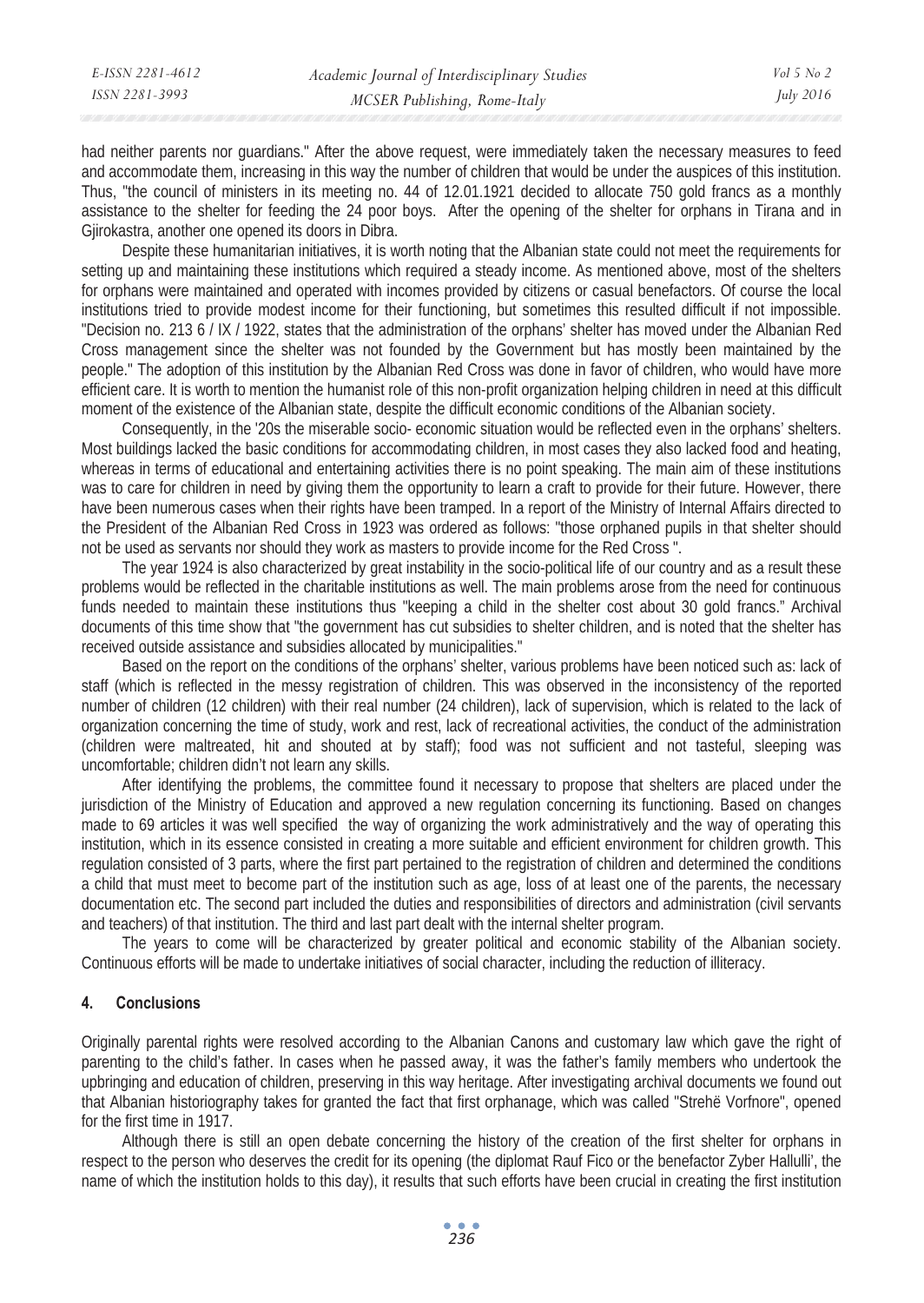had neither parents nor guardians." After the above request, were immediately taken the necessary measures to feed and accommodate them, increasing in this way the number of children that would be under the auspices of this institution. Thus, "the council of ministers in its meeting no. 44 of 12.01.1921 decided to allocate 750 gold francs as a monthly assistance to the shelter for feeding the 24 poor boys. After the opening of the shelter for orphans in Tirana and in Gjirokastra, another one opened its doors in Dibra.

Despite these humanitarian initiatives, it is worth noting that the Albanian state could not meet the requirements for setting up and maintaining these institutions which required a steady income. As mentioned above, most of the shelters for orphans were maintained and operated with incomes provided by citizens or casual benefactors. Of course the local institutions tried to provide modest income for their functioning, but sometimes this resulted difficult if not impossible. "Decision no. 213 6 / IX / 1922, states that the administration of the orphans' shelter has moved under the Albanian Red Cross management since the shelter was not founded by the Government but has mostly been maintained by the people." The adoption of this institution by the Albanian Red Cross was done in favor of children, who would have more efficient care. It is worth to mention the humanist role of this non-profit organization helping children in need at this difficult moment of the existence of the Albanian state, despite the difficult economic conditions of the Albanian society.

Consequently, in the '20s the miserable socio- economic situation would be reflected even in the orphans' shelters. Most buildings lacked the basic conditions for accommodating children, in most cases they also lacked food and heating, whereas in terms of educational and entertaining activities there is no point speaking. The main aim of these institutions was to care for children in need by giving them the opportunity to learn a craft to provide for their future. However, there have been numerous cases when their rights have been tramped. In a report of the Ministry of Internal Affairs directed to the President of the Albanian Red Cross in 1923 was ordered as follows: "those orphaned pupils in that shelter should not be used as servants nor should they work as masters to provide income for the Red Cross ".

The year 1924 is also characterized by great instability in the socio-political life of our country and as a result these problems would be reflected in the charitable institutions as well. The main problems arose from the need for continuous funds needed to maintain these institutions thus "keeping a child in the shelter cost about 30 gold francs." Archival documents of this time show that "the government has cut subsidies to shelter children, and is noted that the shelter has received outside assistance and subsidies allocated by municipalities."

Based on the report on the conditions of the orphans' shelter, various problems have been noticed such as: lack of staff (which is reflected in the messy registration of children. This was observed in the inconsistency of the reported number of children (12 children) with their real number (24 children), lack of supervision, which is related to the lack of organization concerning the time of study, work and rest, lack of recreational activities, the conduct of the administration (children were maltreated, hit and shouted at by staff); food was not sufficient and not tasteful, sleeping was uncomfortable; children didn't not learn any skills.

After identifying the problems, the committee found it necessary to propose that shelters are placed under the jurisdiction of the Ministry of Education and approved a new regulation concerning its functioning. Based on changes made to 69 articles it was well specified the way of organizing the work administratively and the way of operating this institution, which in its essence consisted in creating a more suitable and efficient environment for children growth. This regulation consisted of 3 parts, where the first part pertained to the registration of children and determined the conditions a child that must meet to become part of the institution such as age, loss of at least one of the parents, the necessary documentation etc. The second part included the duties and responsibilities of directors and administration (civil servants and teachers) of that institution. The third and last part dealt with the internal shelter program.

The years to come will be characterized by greater political and economic stability of the Albanian society. Continuous efforts will be made to undertake initiatives of social character, including the reduction of illiteracy.

## 4. Conclusions

Originally parental rights were resolved according to the Albanian Canons and customary law which gave the right of parenting to the child's father. In cases when he passed away, it was the father's family members who undertook the upbringing and education of children, preserving in this way heritage. After investigating archival documents we found out that Albanian historiography takes for granted the fact that first orphanage, which was called "Strehë Vorfnore", opened for the first time in 1917.

Although there is still an open debate concerning the history of the creation of the first shelter for orphans in respect to the person who deserves the credit for its opening (the diplomat Rauf Fico or the benefactor Zyber Hallulli', the name of which the institution holds to this day), it results that such efforts have been crucial in creating the first institution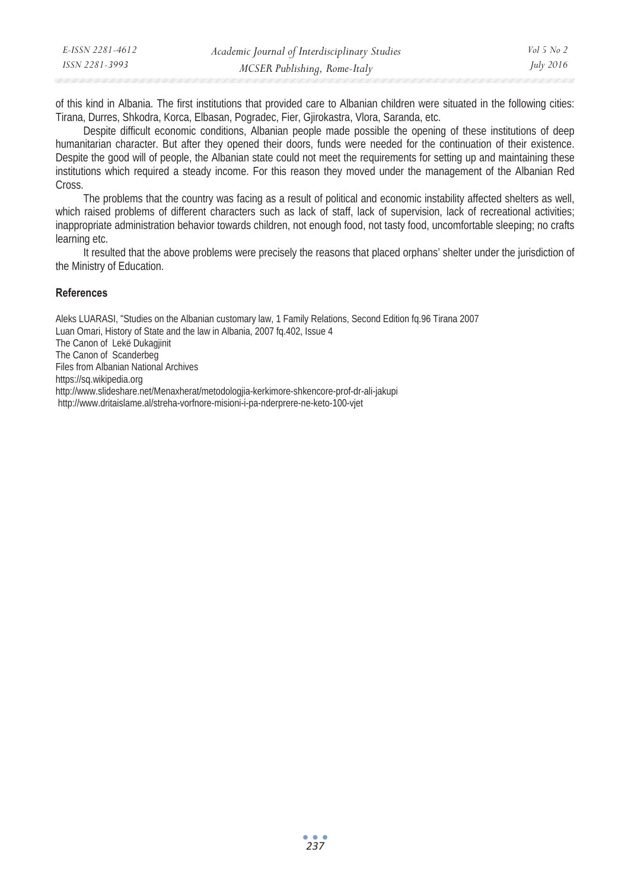of this kind in Albania. The first institutions that provided care to Albanian children were situated in the following cities: Tirana, Durres, Shkodra, Korca, Elbasan, Pogradec, Fier, Gjirokastra, Vlora, Saranda, etc.

Despite difficult economic conditions, Albanian people made possible the opening of these institutions of deep humanitarian character. But after they opened their doors, funds were needed for the continuation of their existence. Despite the good will of people, the Albanian state could not meet the requirements for setting up and maintaining these institutions which required a steady income. For this reason they moved under the management of the Albanian Red Cross.

The problems that the country was facing as a result of political and economic instability affected shelters as well, which raised problems of different characters such as lack of staff, lack of supervision, lack of recreational activities; inappropriate administration behavior towards children, not enough food, not tasty food, uncomfortable sleeping; no crafts learning etc.

It resulted that the above problems were precisely the reasons that placed orphans' shelter under the jurisdiction of the Ministry of Education.

## References

Aleks LUARASI, "Studies on the Albanian customary law, 1 Family Relations, Second Edition fq.96 Tirana 2007
Luan Omari, History of State and the law in Albania, 2007 fq.402, Issue 4
The Canon of Lekë Dukagjinit
The Canon of Scanderbeg
Files from Albanian National Archives
https://sq.wikipedia.org
http://www.slideshare.net/Menaxherat/metodologjia-kerkimore-shkencore-prof-dr-ali-jakupi
http://www.dritaislame.al/streha-vorfnore-misioni-i-pa-nderprere-ne-keto-100-vjet